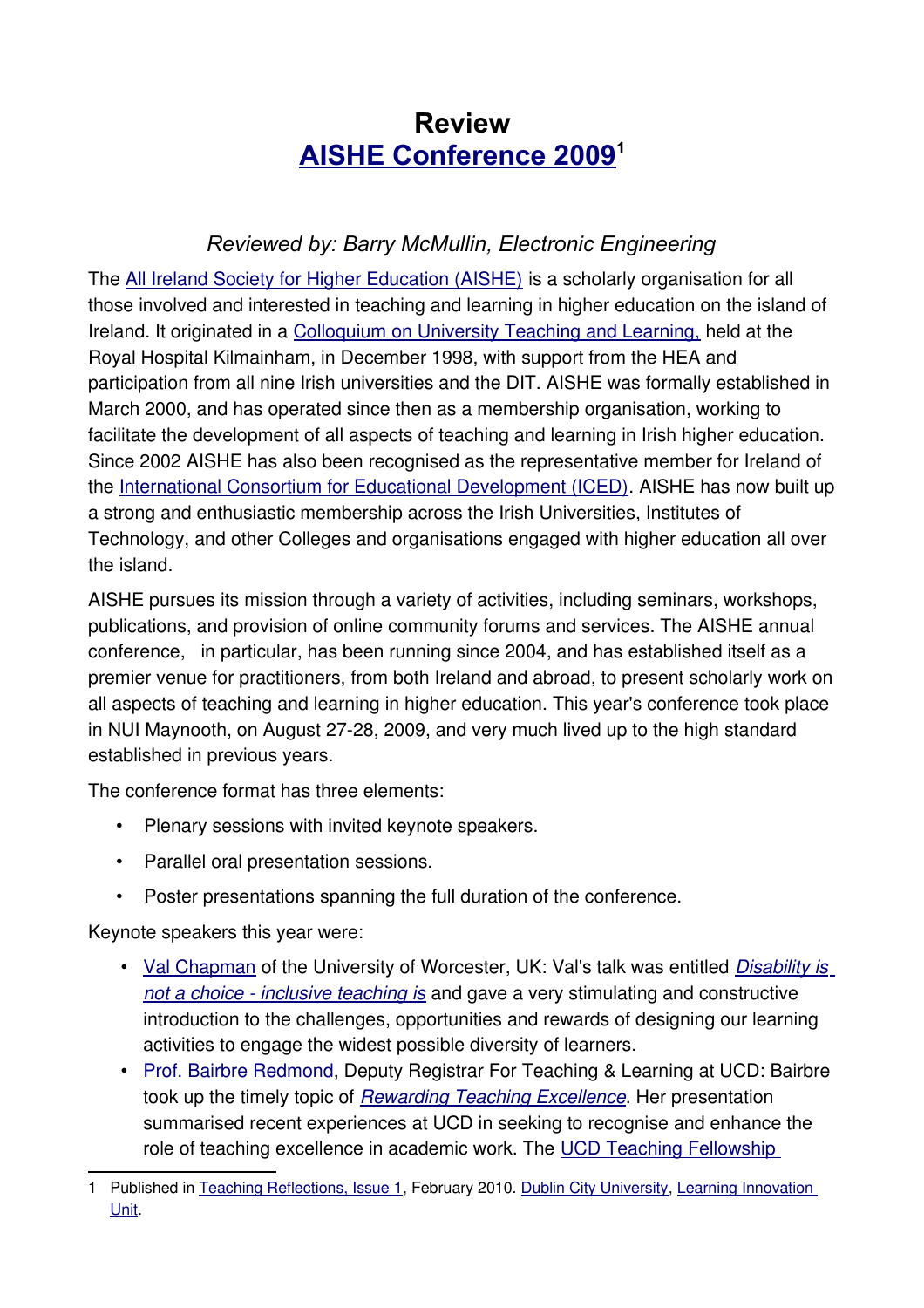# Review
# AISHE Conference 2009[1]

### *Reviewed by: Barry McMullin, Electronic Engineering*

The All Ireland Society for Higher Education (AISHE) is a scholarly organisation for all those involved and interested in teaching and learning in higher education on the island of Ireland. It originated in a Colloquium on University Teaching and Learning, held at the Royal Hospital Kilmainham, in December 1998, with support from the HEA and participation from all nine Irish universities and the DIT. AISHE was formally established in March 2000, and has operated since then as a membership organisation, working to facilitate the development of all aspects of teaching and learning in Irish higher education. Since 2002 AISHE has also been recognised as the representative member for Ireland of the International Consortium for Educational Development (ICED). AISHE has now built up a strong and enthusiastic membership across the Irish Universities, Institutes of Technology, and other Colleges and organisations engaged with higher education all over the island.

AISHE pursues its mission through a variety of activities, including seminars, workshops, publications, and provision of online community forums and services. The AISHE annual conference, in particular, has been running since 2004, and has established itself as a premier venue for practitioners, from both Ireland and abroad, to present scholarly work on all aspects of teaching and learning in higher education. This year's conference took place in NUI Maynooth, on August 27-28, 2009, and very much lived up to the high standard established in previous years.

The conference format has three elements:

- Plenary sessions with invited keynote speakers.
- Parallel oral presentation sessions.
- Poster presentations spanning the full duration of the conference.

Keynote speakers this year were:

- Val Chapman of the University of Worcester, UK: Val's talk was entitled *Disability is not a choice - inclusive teaching is* and gave a very stimulating and constructive introduction to the challenges, opportunities and rewards of designing our learning activities to engage the widest possible diversity of learners.
- Prof. Bairbre Redmond, Deputy Registrar For Teaching & Learning at UCD: Bairbre took up the timely topic of *Rewarding Teaching Excellence*. Her presentation summarised recent experiences at UCD in seeking to recognise and enhance the role of teaching excellence in academic work. The UCD Teaching Fellowship

---

1 Published in Teaching Reflections, Issue 1, February 2010. Dublin City University, Learning Innovation Unit.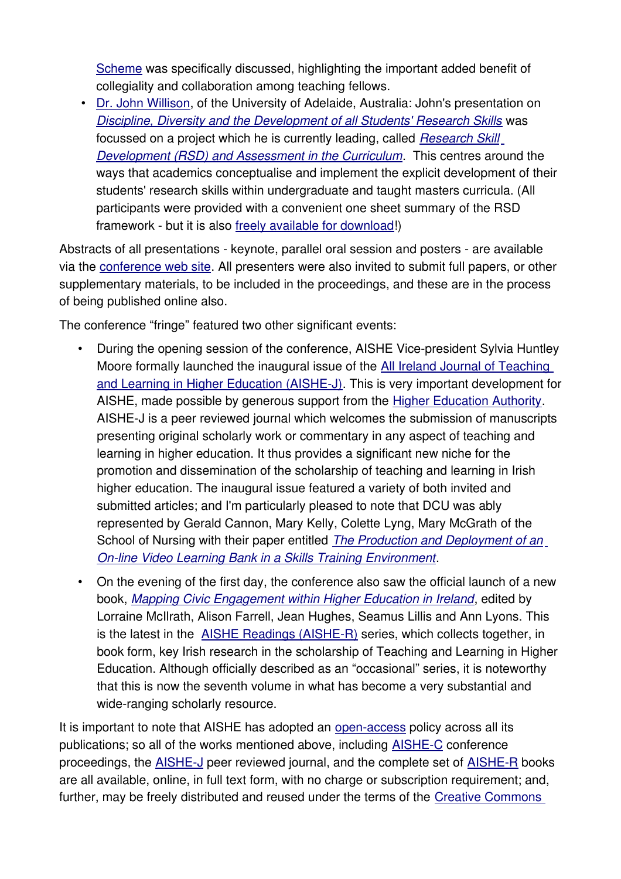Scheme was specifically discussed, highlighting the important added benefit of collegiality and collaboration among teaching fellows.

- Dr. John Willison, of the University of Adelaide, Australia: John's presentation on *Discipline, Diversity and the Development of all Students' Research Skills* was focussed on a project which he is currently leading, called *Research Skill Development (RSD) and Assessment in the Curriculum*. This centres around the ways that academics conceptualise and implement the explicit development of their students' research skills within undergraduate and taught masters curricula. (All participants were provided with a convenient one sheet summary of the RSD framework - but it is also freely available for download!)

Abstracts of all presentations - keynote, parallel oral session and posters - are available via the conference web site. All presenters were also invited to submit full papers, or other supplementary materials, to be included in the proceedings, and these are in the process of being published online also.

The conference "fringe" featured two other significant events:

- During the opening session of the conference, AISHE Vice-president Sylvia Huntley Moore formally launched the inaugural issue of the All Ireland Journal of Teaching and Learning in Higher Education (AISHE-J). This is very important development for AISHE, made possible by generous support from the Higher Education Authority. AISHE-J is a peer reviewed journal which welcomes the submission of manuscripts presenting original scholarly work or commentary in any aspect of teaching and learning in higher education. It thus provides a significant new niche for the promotion and dissemination of the scholarship of teaching and learning in Irish higher education. The inaugural issue featured a variety of both invited and submitted articles; and I'm particularly pleased to note that DCU was ably represented by Gerald Cannon, Mary Kelly, Colette Lyng, Mary McGrath of the School of Nursing with their paper entitled *The Production and Deployment of an On-line Video Learning Bank in a Skills Training Environment*.

- On the evening of the first day, the conference also saw the official launch of a new book, *Mapping Civic Engagement within Higher Education in Ireland*, edited by Lorraine McIlrath, Alison Farrell, Jean Hughes, Seamus Lillis and Ann Lyons. This is the latest in the AISHE Readings (AISHE-R) series, which collects together, in book form, key Irish research in the scholarship of Teaching and Learning in Higher Education. Although officially described as an "occasional" series, it is noteworthy that this is now the seventh volume in what has become a very substantial and wide-ranging scholarly resource.

It is important to note that AISHE has adopted an open-access policy across all its publications; so all of the works mentioned above, including AISHE-C conference proceedings, the AISHE-J peer reviewed journal, and the complete set of AISHE-R books are all available, online, in full text form, with no charge or subscription requirement; and, further, may be freely distributed and reused under the terms of the Creative Commons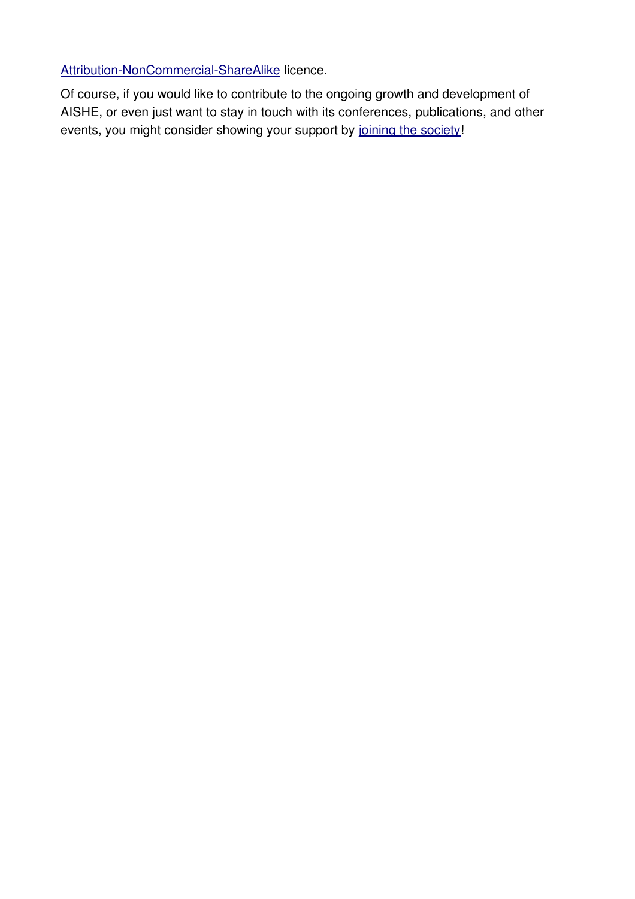Attribution-NonCommercial-ShareAlike licence.

Of course, if you would like to contribute to the ongoing growth and development of AISHE, or even just want to stay in touch with its conferences, publications, and other events, you might consider showing your support by joining the society!